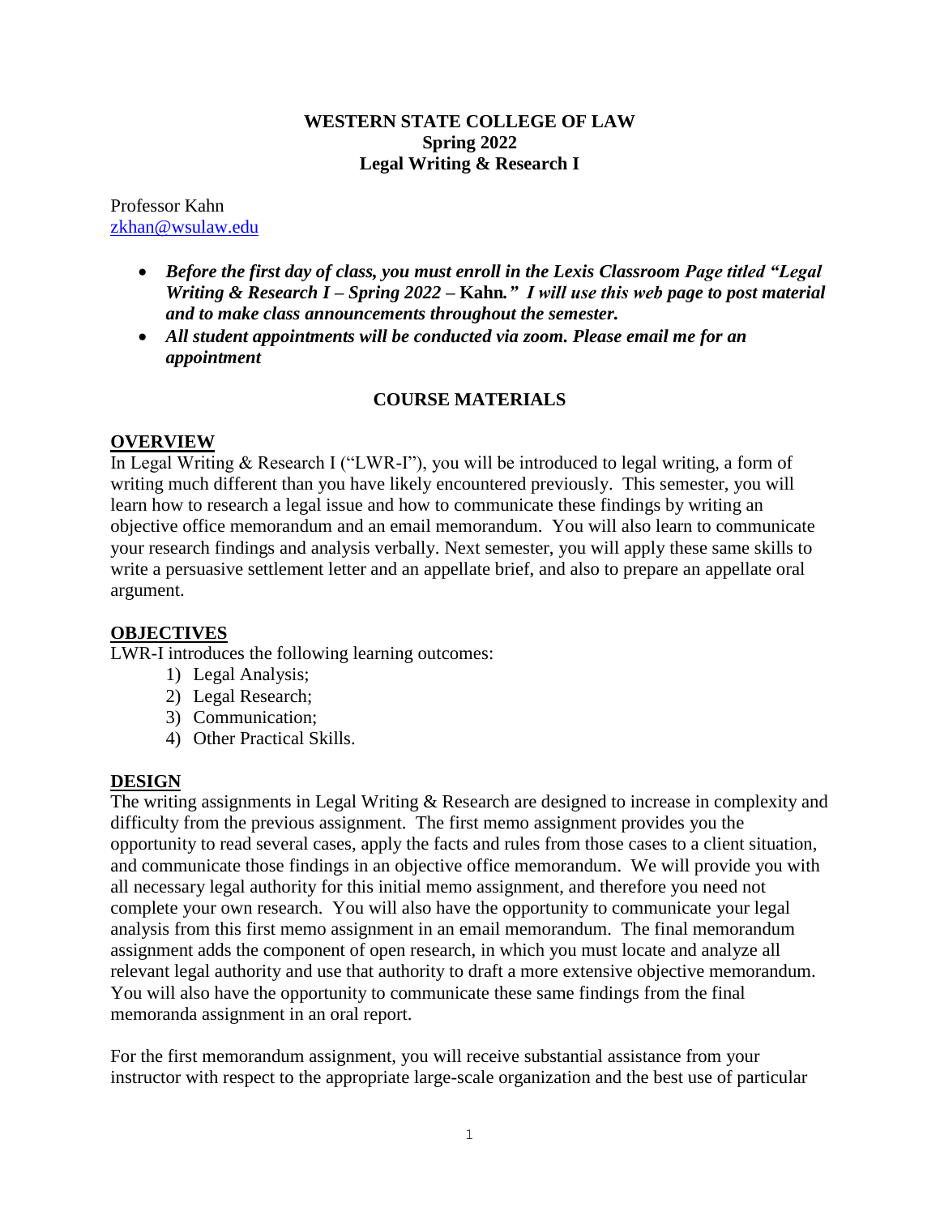**WESTERN STATE COLLEGE OF LAW**
**Spring 2022**
**Legal Writing & Research I**

Professor Kahn
zkhan@wsulaw.edu

- ***Before the first day of class, you must enroll in the Lexis Classroom Page titled "Legal Writing & Research I – Spring 2022 –*** **Kahn*." I will use this web page to post material and to make class announcements throughout the semester.***
- ***All student appointments will be conducted via zoom. Please email me for an appointment***

## COURSE MATERIALS

### OVERVIEW

In Legal Writing & Research I ("LWR-I"), you will be introduced to legal writing, a form of writing much different than you have likely encountered previously. This semester, you will learn how to research a legal issue and how to communicate these findings by writing an objective office memorandum and an email memorandum. You will also learn to communicate your research findings and analysis verbally. Next semester, you will apply these same skills to write a persuasive settlement letter and an appellate brief, and also to prepare an appellate oral argument.

### OBJECTIVES

LWR-I introduces the following learning outcomes:

1) Legal Analysis;
2) Legal Research;
3) Communication;
4) Other Practical Skills.

### DESIGN

The writing assignments in Legal Writing & Research are designed to increase in complexity and difficulty from the previous assignment. The first memo assignment provides you the opportunity to read several cases, apply the facts and rules from those cases to a client situation, and communicate those findings in an objective office memorandum. We will provide you with all necessary legal authority for this initial memo assignment, and therefore you need not complete your own research. You will also have the opportunity to communicate your legal analysis from this first memo assignment in an email memorandum. The final memorandum assignment adds the component of open research, in which you must locate and analyze all relevant legal authority and use that authority to draft a more extensive objective memorandum. You will also have the opportunity to communicate these same findings from the final memoranda assignment in an oral report.

For the first memorandum assignment, you will receive substantial assistance from your instructor with respect to the appropriate large-scale organization and the best use of particular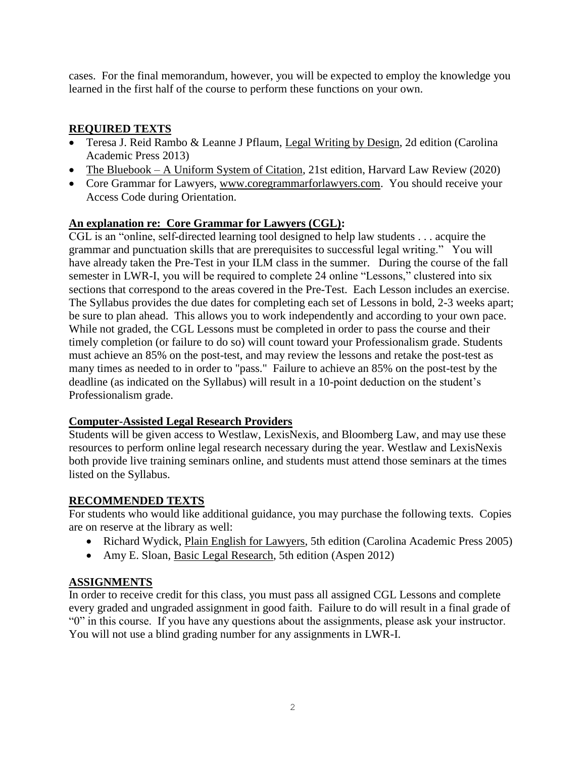cases. For the final memorandum, however, you will be expected to employ the knowledge you learned in the first half of the course to perform these functions on your own.

## REQUIRED TEXTS

- Teresa J. Reid Rambo & Leanne J Pflaum, Legal Writing by Design, 2d edition (Carolina Academic Press 2013)
- The Bluebook – A Uniform System of Citation, 21st edition, Harvard Law Review (2020)
- Core Grammar for Lawyers, www.coregrammarforlawyers.com. You should receive your Access Code during Orientation.

## An explanation re: Core Grammar for Lawyers (CGL):

CGL is an "online, self-directed learning tool designed to help law students . . . acquire the grammar and punctuation skills that are prerequisites to successful legal writing." You will have already taken the Pre-Test in your ILM class in the summer. During the course of the fall semester in LWR-I, you will be required to complete 24 online "Lessons," clustered into six sections that correspond to the areas covered in the Pre-Test. Each Lesson includes an exercise. The Syllabus provides the due dates for completing each set of Lessons in bold, 2-3 weeks apart; be sure to plan ahead. This allows you to work independently and according to your own pace. While not graded, the CGL Lessons must be completed in order to pass the course and their timely completion (or failure to do so) will count toward your Professionalism grade. Students must achieve an 85% on the post-test, and may review the lessons and retake the post-test as many times as needed to in order to "pass." Failure to achieve an 85% on the post-test by the deadline (as indicated on the Syllabus) will result in a 10-point deduction on the student's Professionalism grade.

## Computer-Assisted Legal Research Providers

Students will be given access to Westlaw, LexisNexis, and Bloomberg Law, and may use these resources to perform online legal research necessary during the year. Westlaw and LexisNexis both provide live training seminars online, and students must attend those seminars at the times listed on the Syllabus.

## RECOMMENDED TEXTS

For students who would like additional guidance, you may purchase the following texts. Copies are on reserve at the library as well:

- Richard Wydick, Plain English for Lawyers, 5th edition (Carolina Academic Press 2005)
- Amy E. Sloan, Basic Legal Research, 5th edition (Aspen 2012)

## ASSIGNMENTS

In order to receive credit for this class, you must pass all assigned CGL Lessons and complete every graded and ungraded assignment in good faith. Failure to do will result in a final grade of "0" in this course. If you have any questions about the assignments, please ask your instructor. You will not use a blind grading number for any assignments in LWR-I.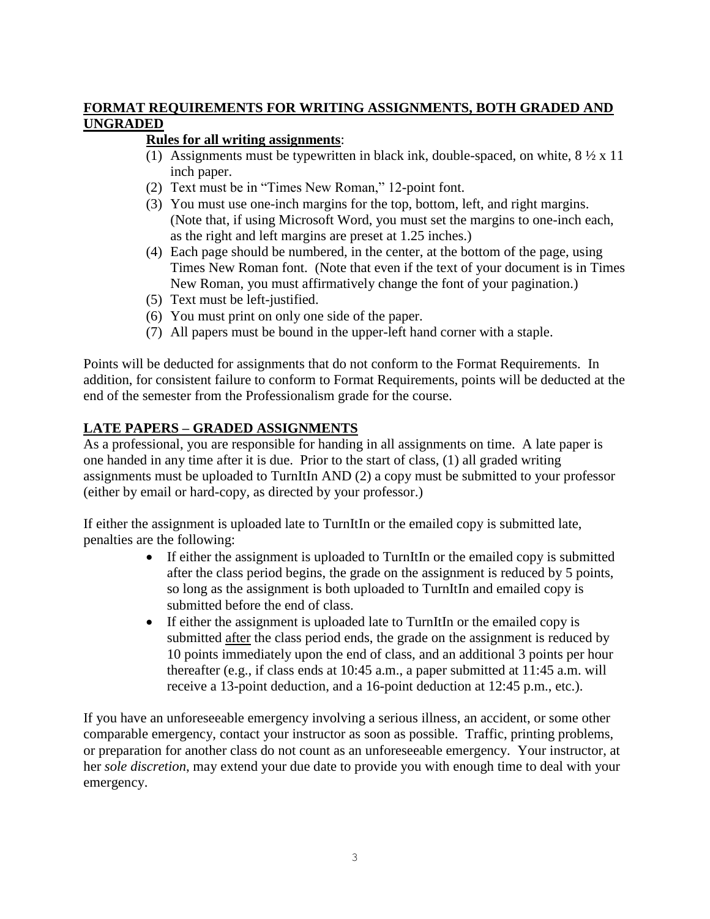## FORMAT REQUIREMENTS FOR WRITING ASSIGNMENTS, BOTH GRADED AND UNGRADED

**Rules for all writing assignments**:

(1) Assignments must be typewritten in black ink, double-spaced, on white, 8 ½ x 11 inch paper.
(2) Text must be in "Times New Roman," 12-point font.
(3) You must use one-inch margins for the top, bottom, left, and right margins. (Note that, if using Microsoft Word, you must set the margins to one-inch each, as the right and left margins are preset at 1.25 inches.)
(4) Each page should be numbered, in the center, at the bottom of the page, using Times New Roman font. (Note that even if the text of your document is in Times New Roman, you must affirmatively change the font of your pagination.)
(5) Text must be left-justified.
(6) You must print on only one side of the paper.
(7) All papers must be bound in the upper-left hand corner with a staple.

Points will be deducted for assignments that do not conform to the Format Requirements. In addition, for consistent failure to conform to Format Requirements, points will be deducted at the end of the semester from the Professionalism grade for the course.

## LATE PAPERS – GRADED ASSIGNMENTS

As a professional, you are responsible for handing in all assignments on time. A late paper is one handed in any time after it is due. Prior to the start of class, (1) all graded writing assignments must be uploaded to TurnItIn AND (2) a copy must be submitted to your professor (either by email or hard-copy, as directed by your professor.)

If either the assignment is uploaded late to TurnItIn or the emailed copy is submitted late, penalties are the following:

- If either the assignment is uploaded to TurnItIn or the emailed copy is submitted after the class period begins, the grade on the assignment is reduced by 5 points, so long as the assignment is both uploaded to TurnItIn and emailed copy is submitted before the end of class.
- If either the assignment is uploaded late to TurnItIn or the emailed copy is submitted <u>after</u> the class period ends, the grade on the assignment is reduced by 10 points immediately upon the end of class, and an additional 3 points per hour thereafter (e.g., if class ends at 10:45 a.m., a paper submitted at 11:45 a.m. will receive a 13-point deduction, and a 16-point deduction at 12:45 p.m., etc.).

If you have an unforeseeable emergency involving a serious illness, an accident, or some other comparable emergency, contact your instructor as soon as possible. Traffic, printing problems, or preparation for another class do not count as an unforeseeable emergency. Your instructor, at her *sole discretion*, may extend your due date to provide you with enough time to deal with your emergency.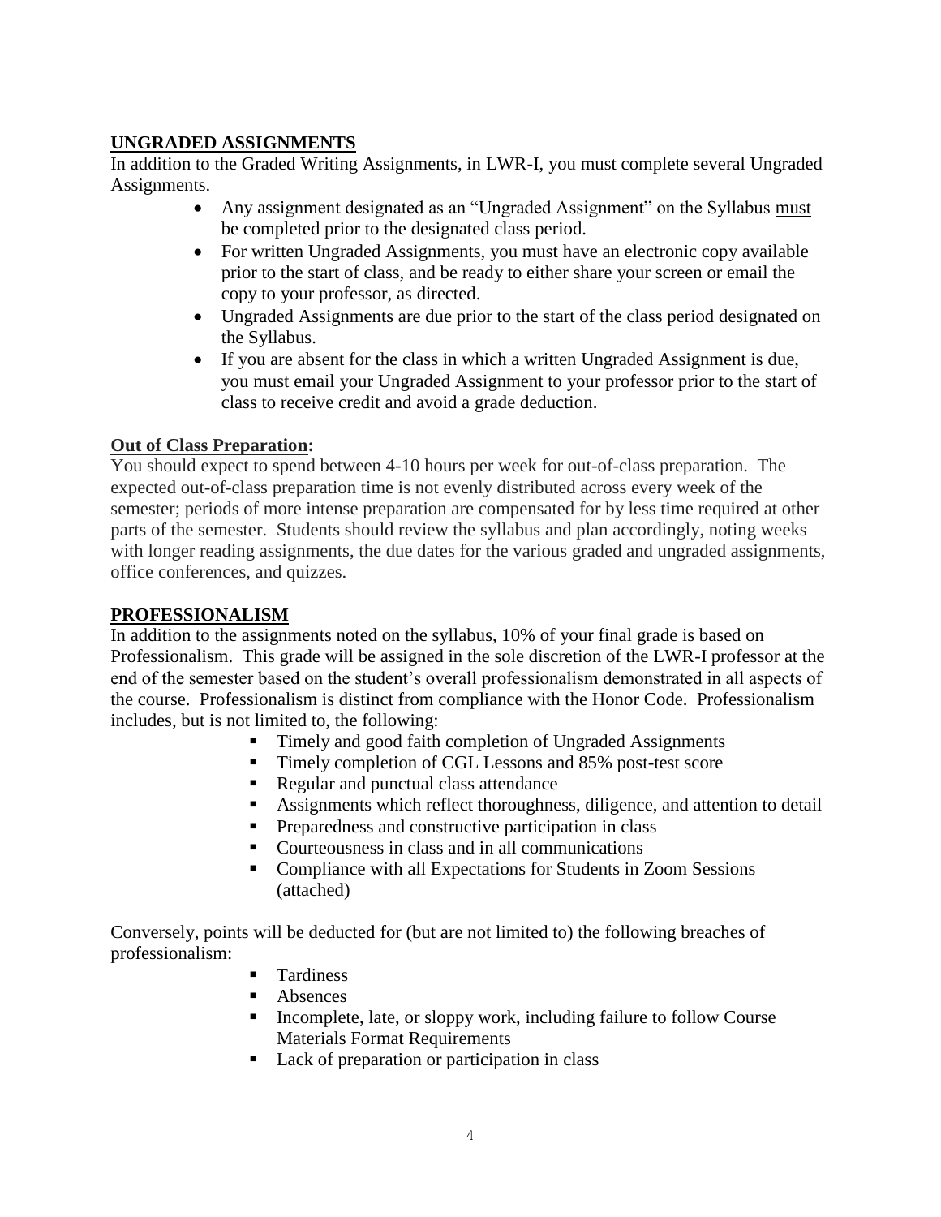## UNGRADED ASSIGNMENTS

In addition to the Graded Writing Assignments, in LWR-I, you must complete several Ungraded Assignments.

- Any assignment designated as an "Ungraded Assignment" on the Syllabus must be completed prior to the designated class period.
- For written Ungraded Assignments, you must have an electronic copy available prior to the start of class, and be ready to either share your screen or email the copy to your professor, as directed.
- Ungraded Assignments are due prior to the start of the class period designated on the Syllabus.
- If you are absent for the class in which a written Ungraded Assignment is due, you must email your Ungraded Assignment to your professor prior to the start of class to receive credit and avoid a grade deduction.

**Out of Class Preparation:**

You should expect to spend between 4-10 hours per week for out-of-class preparation. The expected out-of-class preparation time is not evenly distributed across every week of the semester; periods of more intense preparation are compensated for by less time required at other parts of the semester. Students should review the syllabus and plan accordingly, noting weeks with longer reading assignments, the due dates for the various graded and ungraded assignments, office conferences, and quizzes.

## PROFESSIONALISM

In addition to the assignments noted on the syllabus, 10% of your final grade is based on Professionalism. This grade will be assigned in the sole discretion of the LWR-I professor at the end of the semester based on the student's overall professionalism demonstrated in all aspects of the course. Professionalism is distinct from compliance with the Honor Code. Professionalism includes, but is not limited to, the following:

- Timely and good faith completion of Ungraded Assignments
- Timely completion of CGL Lessons and 85% post-test score
- Regular and punctual class attendance
- Assignments which reflect thoroughness, diligence, and attention to detail
- Preparedness and constructive participation in class
- Courteousness in class and in all communications
- Compliance with all Expectations for Students in Zoom Sessions (attached)

Conversely, points will be deducted for (but are not limited to) the following breaches of professionalism:

- Tardiness
- Absences
- Incomplete, late, or sloppy work, including failure to follow Course Materials Format Requirements
- Lack of preparation or participation in class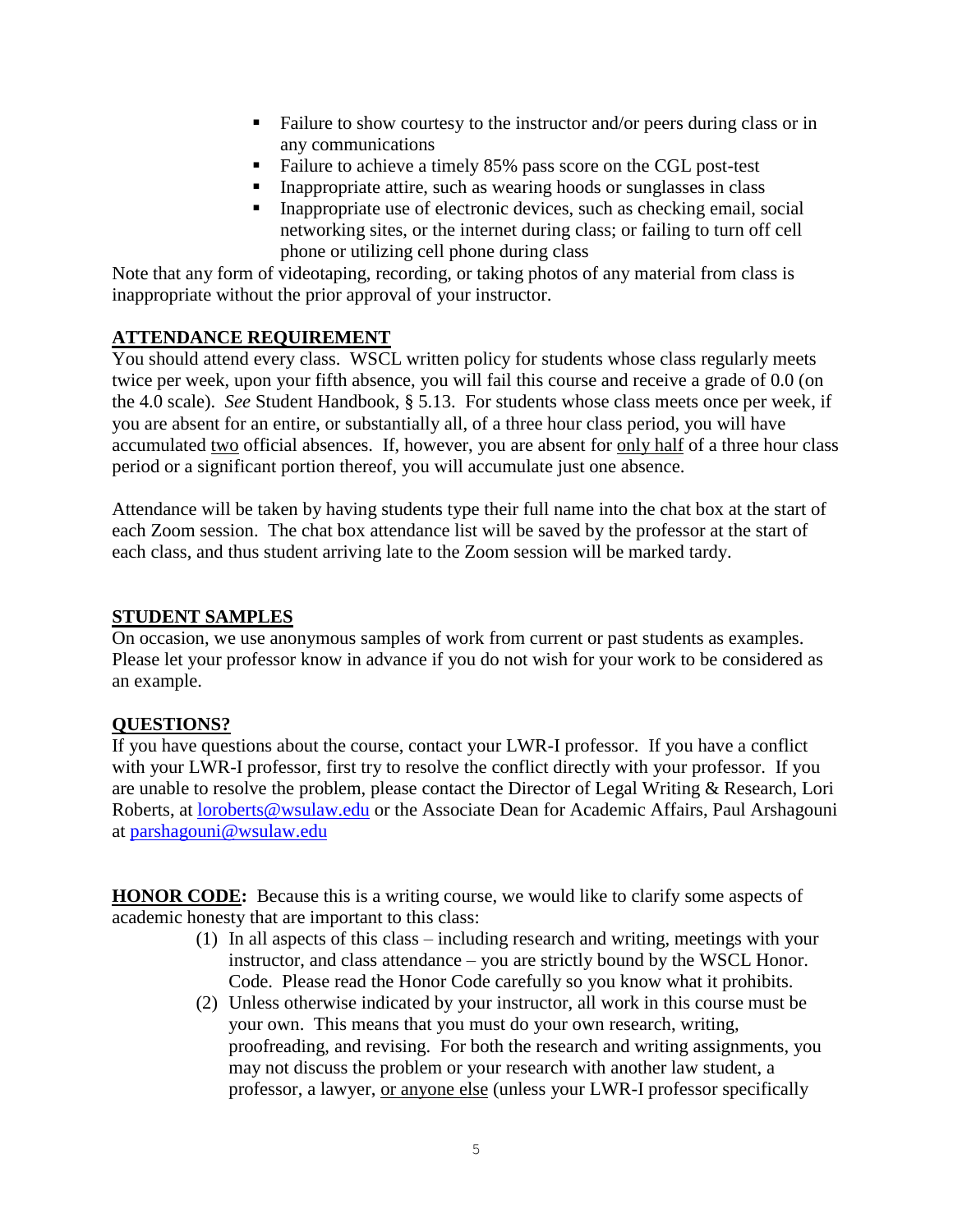- Failure to show courtesy to the instructor and/or peers during class or in any communications
- Failure to achieve a timely 85% pass score on the CGL post-test
- Inappropriate attire, such as wearing hoods or sunglasses in class
- Inappropriate use of electronic devices, such as checking email, social networking sites, or the internet during class; or failing to turn off cell phone or utilizing cell phone during class

Note that any form of videotaping, recording, or taking photos of any material from class is inappropriate without the prior approval of your instructor.

## ATTENDANCE REQUIREMENT

You should attend every class. WSCL written policy for students whose class regularly meets twice per week, upon your fifth absence, you will fail this course and receive a grade of 0.0 (on the 4.0 scale). *See* Student Handbook, § 5.13. For students whose class meets once per week, if you are absent for an entire, or substantially all, of a three hour class period, you will have accumulated two official absences. If, however, you are absent for only half of a three hour class period or a significant portion thereof, you will accumulate just one absence.

Attendance will be taken by having students type their full name into the chat box at the start of each Zoom session. The chat box attendance list will be saved by the professor at the start of each class, and thus student arriving late to the Zoom session will be marked tardy.

## STUDENT SAMPLES

On occasion, we use anonymous samples of work from current or past students as examples. Please let your professor know in advance if you do not wish for your work to be considered as an example.

## QUESTIONS?

If you have questions about the course, contact your LWR-I professor. If you have a conflict with your LWR-I professor, first try to resolve the conflict directly with your professor. If you are unable to resolve the problem, please contact the Director of Legal Writing & Research, Lori Roberts, at loroberts@wsulaw.edu or the Associate Dean for Academic Affairs, Paul Arshagouni at parshagouni@wsulaw.edu

**HONOR CODE:** Because this is a writing course, we would like to clarify some aspects of academic honesty that are important to this class:

(1) In all aspects of this class – including research and writing, meetings with your instructor, and class attendance – you are strictly bound by the WSCL Honor. Code. Please read the Honor Code carefully so you know what it prohibits.

(2) Unless otherwise indicated by your instructor, all work in this course must be your own. This means that you must do your own research, writing, proofreading, and revising. For both the research and writing assignments, you may not discuss the problem or your research with another law student, a professor, a lawyer, or anyone else (unless your LWR-I professor specifically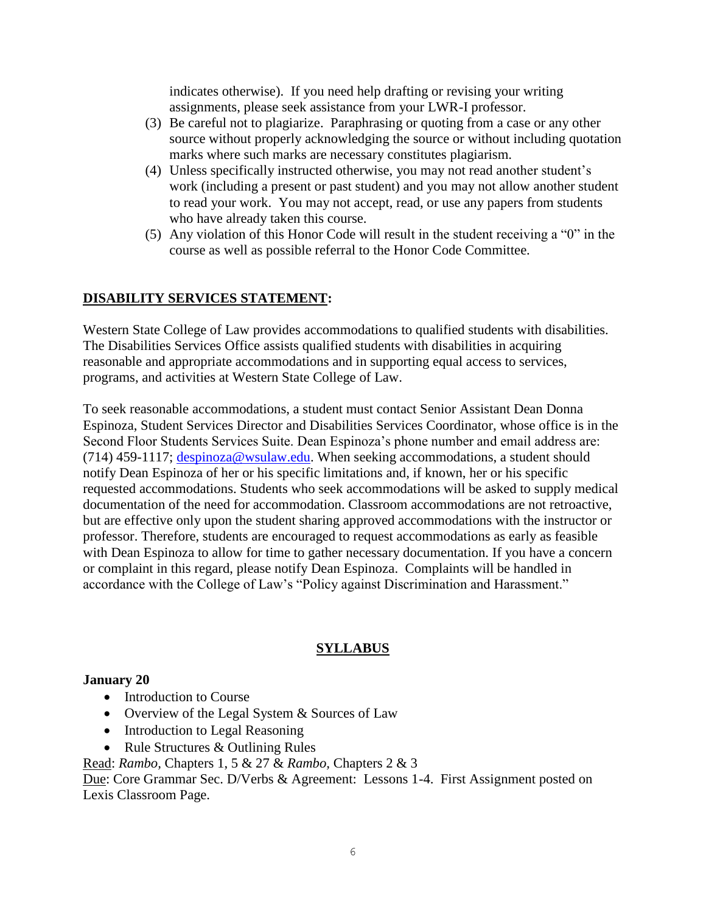indicates otherwise). If you need help drafting or revising your writing assignments, please seek assistance from your LWR-I professor.

(3) Be careful not to plagiarize. Paraphrasing or quoting from a case or any other source without properly acknowledging the source or without including quotation marks where such marks are necessary constitutes plagiarism.

(4) Unless specifically instructed otherwise, you may not read another student's work (including a present or past student) and you may not allow another student to read your work. You may not accept, read, or use any papers from students who have already taken this course.

(5) Any violation of this Honor Code will result in the student receiving a "0" in the course as well as possible referral to the Honor Code Committee.

## DISABILITY SERVICES STATEMENT:

Western State College of Law provides accommodations to qualified students with disabilities. The Disabilities Services Office assists qualified students with disabilities in acquiring reasonable and appropriate accommodations and in supporting equal access to services, programs, and activities at Western State College of Law.

To seek reasonable accommodations, a student must contact Senior Assistant Dean Donna Espinoza, Student Services Director and Disabilities Services Coordinator, whose office is in the Second Floor Students Services Suite. Dean Espinoza's phone number and email address are: (714) 459-1117; despinoza@wsulaw.edu. When seeking accommodations, a student should notify Dean Espinoza of her or his specific limitations and, if known, her or his specific requested accommodations. Students who seek accommodations will be asked to supply medical documentation of the need for accommodation. Classroom accommodations are not retroactive, but are effective only upon the student sharing approved accommodations with the instructor or professor. Therefore, students are encouraged to request accommodations as early as feasible with Dean Espinoza to allow for time to gather necessary documentation. If you have a concern or complaint in this regard, please notify Dean Espinoza. Complaints will be handled in accordance with the College of Law's "Policy against Discrimination and Harassment."

## SYLLABUS

**January 20**

- Introduction to Course
- Overview of the Legal System & Sources of Law
- Introduction to Legal Reasoning
- Rule Structures & Outlining Rules

Read: *Rambo,* Chapters 1, 5 & 27 & *Rambo,* Chapters 2 & 3
Due: Core Grammar Sec. D/Verbs & Agreement: Lessons 1-4. First Assignment posted on Lexis Classroom Page.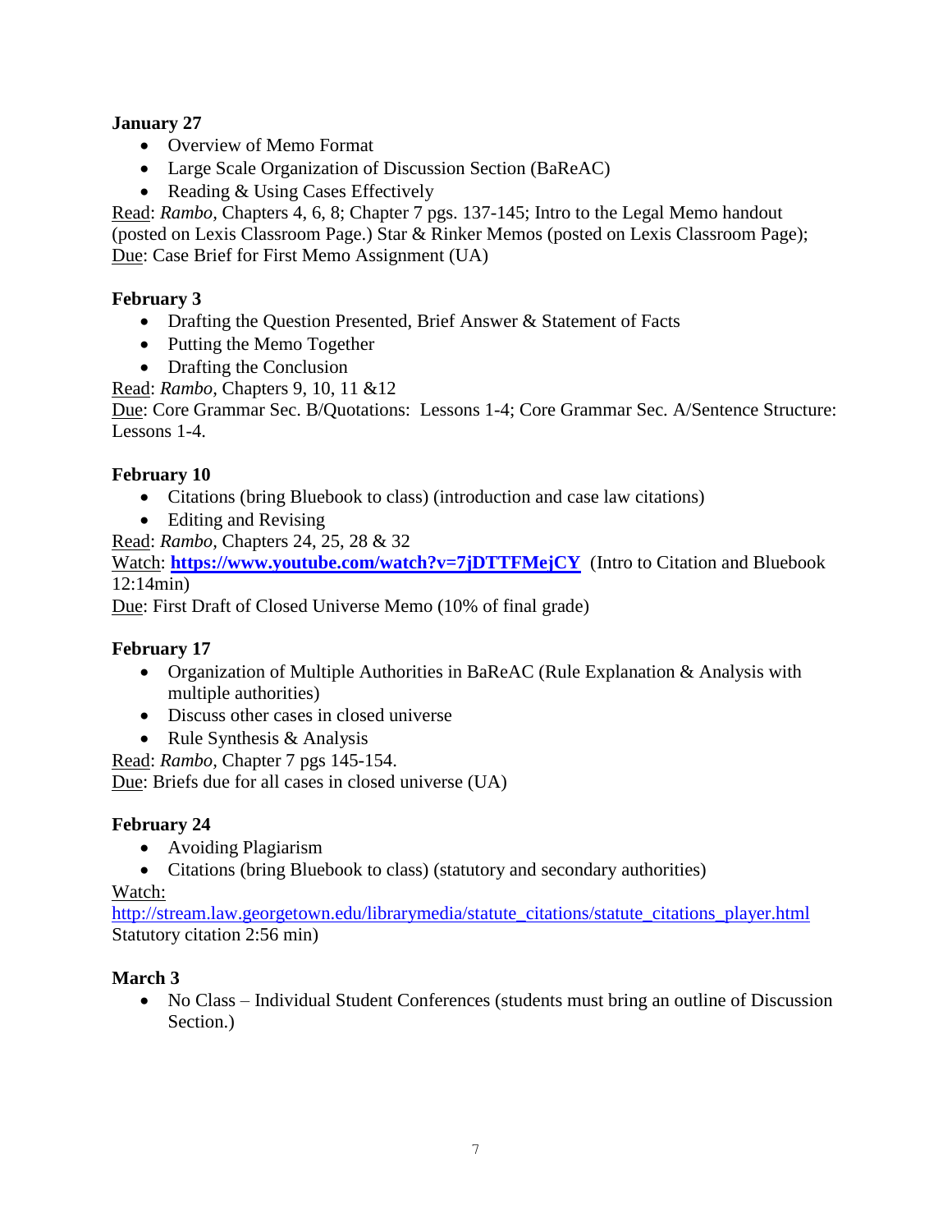**January 27**

- Overview of Memo Format
- Large Scale Organization of Discussion Section (BaReAC)
- Reading & Using Cases Effectively

Read: *Rambo,* Chapters 4, 6, 8; Chapter 7 pgs. 137-145; Intro to the Legal Memo handout (posted on Lexis Classroom Page.) Star & Rinker Memos (posted on Lexis Classroom Page);
Due: Case Brief for First Memo Assignment (UA)

**February 3**

- Drafting the Question Presented, Brief Answer & Statement of Facts
- Putting the Memo Together
- Drafting the Conclusion

Read: *Rambo,* Chapters 9, 10, 11 &12
Due: Core Grammar Sec. B/Quotations: Lessons 1-4; Core Grammar Sec. A/Sentence Structure: Lessons 1-4.

**February 10**

- Citations (bring Bluebook to class) (introduction and case law citations)
- Editing and Revising

Read: *Rambo,* Chapters 24, 25, 28 & 32
Watch: **https://www.youtube.com/watch?v=7jDTTFMejCY** (Intro to Citation and Bluebook 12:14min)
Due: First Draft of Closed Universe Memo (10% of final grade)

**February 17**

- Organization of Multiple Authorities in BaReAC (Rule Explanation & Analysis with multiple authorities)
- Discuss other cases in closed universe
- Rule Synthesis & Analysis

Read: *Rambo,* Chapter 7 pgs 145-154.
Due: Briefs due for all cases in closed universe (UA)

**February 24**

- Avoiding Plagiarism
- Citations (bring Bluebook to class) (statutory and secondary authorities)

Watch:
http://stream.law.georgetown.edu/librarymedia/statute_citations/statute_citations_player.html
Statutory citation 2:56 min)

**March 3**

- No Class – Individual Student Conferences (students must bring an outline of Discussion Section.)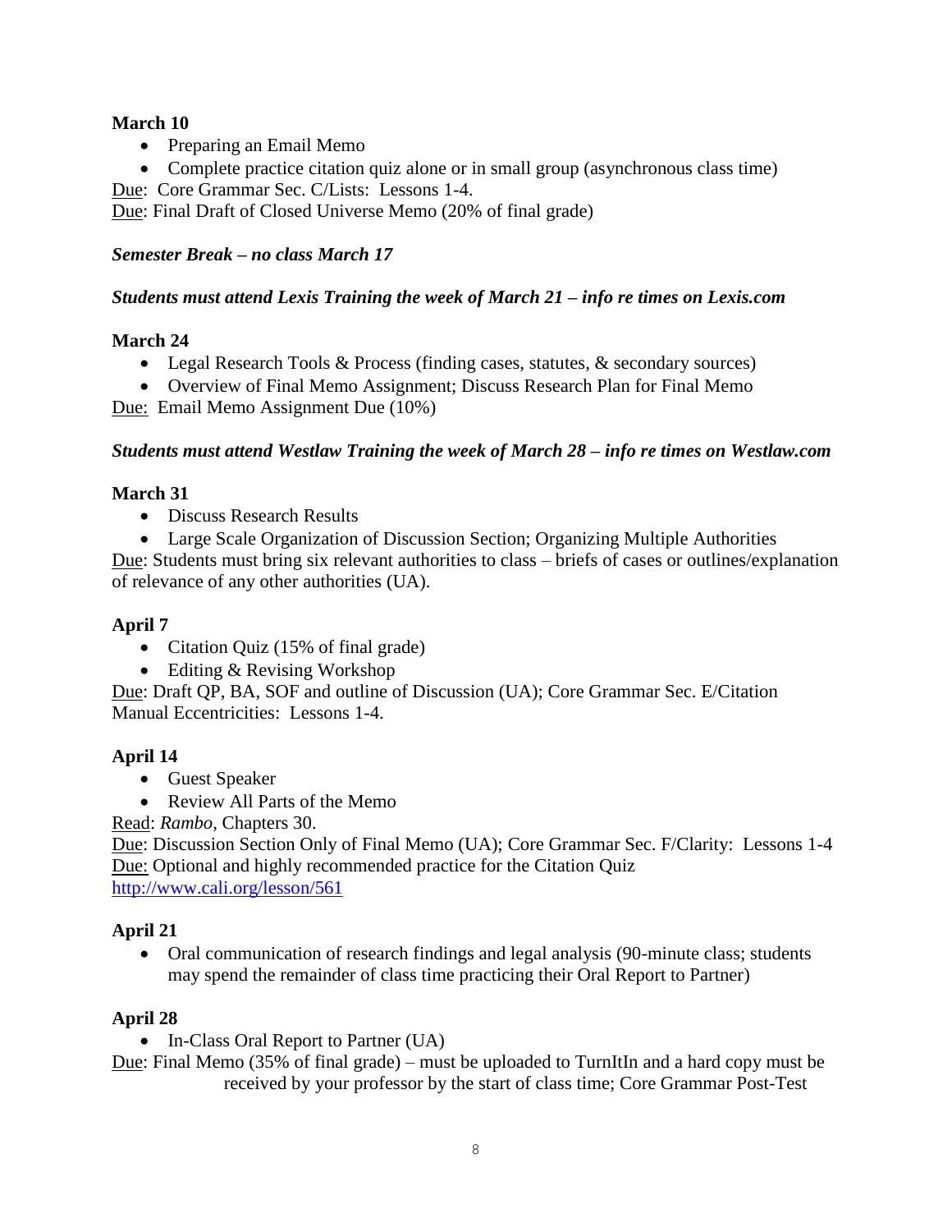**March 10**

- Preparing an Email Memo
- Complete practice citation quiz alone or in small group (asynchronous class time)

Due: Core Grammar Sec. C/Lists: Lessons 1-4.
Due: Final Draft of Closed Universe Memo (20% of final grade)

***Semester Break – no class March 17***

***Students must attend Lexis Training the week of March 21 – info re times on Lexis.com***

**March 24**

- Legal Research Tools & Process (finding cases, statutes, & secondary sources)
- Overview of Final Memo Assignment; Discuss Research Plan for Final Memo

Due: Email Memo Assignment Due (10%)

***Students must attend Westlaw Training the week of March 28 – info re times on Westlaw.com***

**March 31**

- Discuss Research Results
- Large Scale Organization of Discussion Section; Organizing Multiple Authorities

Due: Students must bring six relevant authorities to class – briefs of cases or outlines/explanation of relevance of any other authorities (UA).

**April 7**

- Citation Quiz (15% of final grade)
- Editing & Revising Workshop

Due: Draft QP, BA, SOF and outline of Discussion (UA); Core Grammar Sec. E/Citation Manual Eccentricities: Lessons 1-4.

**April 14**

- Guest Speaker
- Review All Parts of the Memo

Read: *Rambo*, Chapters 30.
Due: Discussion Section Only of Final Memo (UA); Core Grammar Sec. F/Clarity: Lessons 1-4
Due: Optional and highly recommended practice for the Citation Quiz
http://www.cali.org/lesson/561

**April 21**

- Oral communication of research findings and legal analysis (90-minute class; students may spend the remainder of class time practicing their Oral Report to Partner)

**April 28**

- In-Class Oral Report to Partner (UA)

Due: Final Memo (35% of final grade) – must be uploaded to TurnItIn and a hard copy must be received by your professor by the start of class time; Core Grammar Post-Test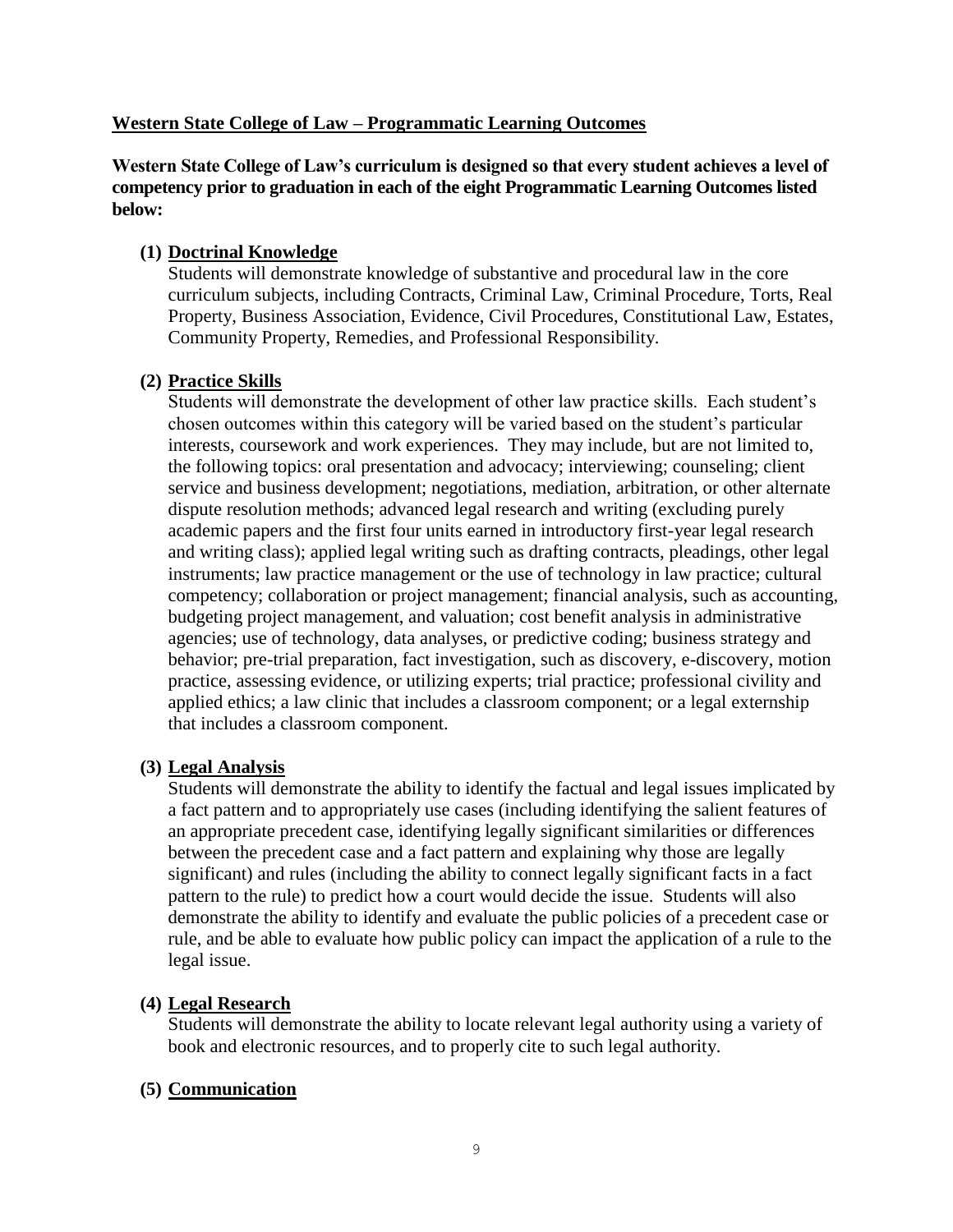## Western State College of Law – Programmatic Learning Outcomes

**Western State College of Law's curriculum is designed so that every student achieves a level of competency prior to graduation in each of the eight Programmatic Learning Outcomes listed below:**

**(1) Doctrinal Knowledge**

Students will demonstrate knowledge of substantive and procedural law in the core curriculum subjects, including Contracts, Criminal Law, Criminal Procedure, Torts, Real Property, Business Association, Evidence, Civil Procedures, Constitutional Law, Estates, Community Property, Remedies, and Professional Responsibility.

**(2) Practice Skills**

Students will demonstrate the development of other law practice skills. Each student's chosen outcomes within this category will be varied based on the student's particular interests, coursework and work experiences. They may include, but are not limited to, the following topics: oral presentation and advocacy; interviewing; counseling; client service and business development; negotiations, mediation, arbitration, or other alternate dispute resolution methods; advanced legal research and writing (excluding purely academic papers and the first four units earned in introductory first-year legal research and writing class); applied legal writing such as drafting contracts, pleadings, other legal instruments; law practice management or the use of technology in law practice; cultural competency; collaboration or project management; financial analysis, such as accounting, budgeting project management, and valuation; cost benefit analysis in administrative agencies; use of technology, data analyses, or predictive coding; business strategy and behavior; pre-trial preparation, fact investigation, such as discovery, e-discovery, motion practice, assessing evidence, or utilizing experts; trial practice; professional civility and applied ethics; a law clinic that includes a classroom component; or a legal externship that includes a classroom component.

**(3) Legal Analysis**

Students will demonstrate the ability to identify the factual and legal issues implicated by a fact pattern and to appropriately use cases (including identifying the salient features of an appropriate precedent case, identifying legally significant similarities or differences between the precedent case and a fact pattern and explaining why those are legally significant) and rules (including the ability to connect legally significant facts in a fact pattern to the rule) to predict how a court would decide the issue. Students will also demonstrate the ability to identify and evaluate the public policies of a precedent case or rule, and be able to evaluate how public policy can impact the application of a rule to the legal issue.

**(4) Legal Research**

Students will demonstrate the ability to locate relevant legal authority using a variety of book and electronic resources, and to properly cite to such legal authority.

**(5) Communication**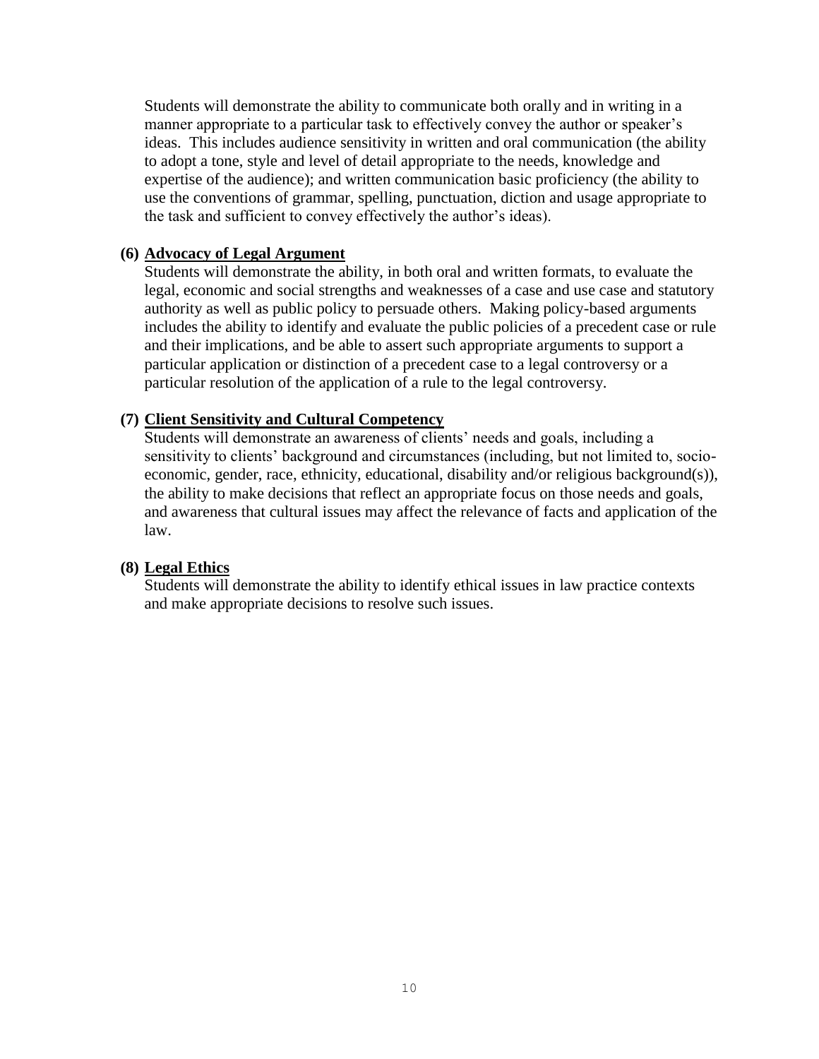Students will demonstrate the ability to communicate both orally and in writing in a manner appropriate to a particular task to effectively convey the author or speaker's ideas. This includes audience sensitivity in written and oral communication (the ability to adopt a tone, style and level of detail appropriate to the needs, knowledge and expertise of the audience); and written communication basic proficiency (the ability to use the conventions of grammar, spelling, punctuation, diction and usage appropriate to the task and sufficient to convey effectively the author's ideas).

**(6) Advocacy of Legal Argument**

Students will demonstrate the ability, in both oral and written formats, to evaluate the legal, economic and social strengths and weaknesses of a case and use case and statutory authority as well as public policy to persuade others. Making policy-based arguments includes the ability to identify and evaluate the public policies of a precedent case or rule and their implications, and be able to assert such appropriate arguments to support a particular application or distinction of a precedent case to a legal controversy or a particular resolution of the application of a rule to the legal controversy.

**(7) Client Sensitivity and Cultural Competency**

Students will demonstrate an awareness of clients' needs and goals, including a sensitivity to clients' background and circumstances (including, but not limited to, socio-economic, gender, race, ethnicity, educational, disability and/or religious background(s)), the ability to make decisions that reflect an appropriate focus on those needs and goals, and awareness that cultural issues may affect the relevance of facts and application of the law.

**(8) Legal Ethics**

Students will demonstrate the ability to identify ethical issues in law practice contexts and make appropriate decisions to resolve such issues.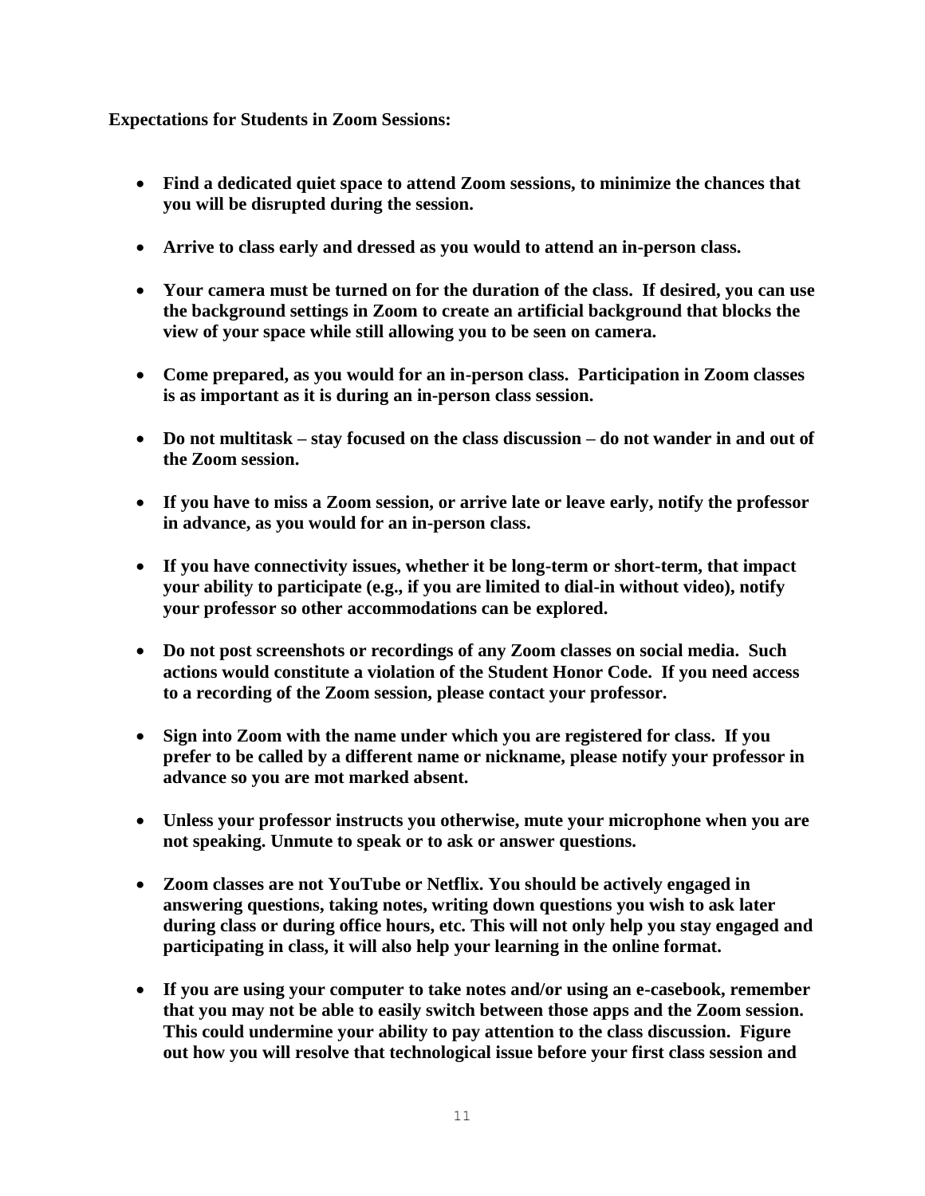**Expectations for Students in Zoom Sessions:**

- **Find a dedicated quiet space to attend Zoom sessions, to minimize the chances that you will be disrupted during the session.**

- **Arrive to class early and dressed as you would to attend an in-person class.**

- **Your camera must be turned on for the duration of the class. If desired, you can use the background settings in Zoom to create an artificial background that blocks the view of your space while still allowing you to be seen on camera.**

- **Come prepared, as you would for an in-person class. Participation in Zoom classes is as important as it is during an in-person class session.**

- **Do not multitask – stay focused on the class discussion – do not wander in and out of the Zoom session.**

- **If you have to miss a Zoom session, or arrive late or leave early, notify the professor in advance, as you would for an in-person class.**

- **If you have connectivity issues, whether it be long-term or short-term, that impact your ability to participate (e.g., if you are limited to dial-in without video), notify your professor so other accommodations can be explored.**

- **Do not post screenshots or recordings of any Zoom classes on social media. Such actions would constitute a violation of the Student Honor Code. If you need access to a recording of the Zoom session, please contact your professor.**

- **Sign into Zoom with the name under which you are registered for class. If you prefer to be called by a different name or nickname, please notify your professor in advance so you are mot marked absent.**

- **Unless your professor instructs you otherwise, mute your microphone when you are not speaking. Unmute to speak or to ask or answer questions.**

- **Zoom classes are not YouTube or Netflix. You should be actively engaged in answering questions, taking notes, writing down questions you wish to ask later during class or during office hours, etc. This will not only help you stay engaged and participating in class, it will also help your learning in the online format.**

- **If you are using your computer to take notes and/or using an e-casebook, remember that you may not be able to easily switch between those apps and the Zoom session. This could undermine your ability to pay attention to the class discussion. Figure out how you will resolve that technological issue before your first class session and**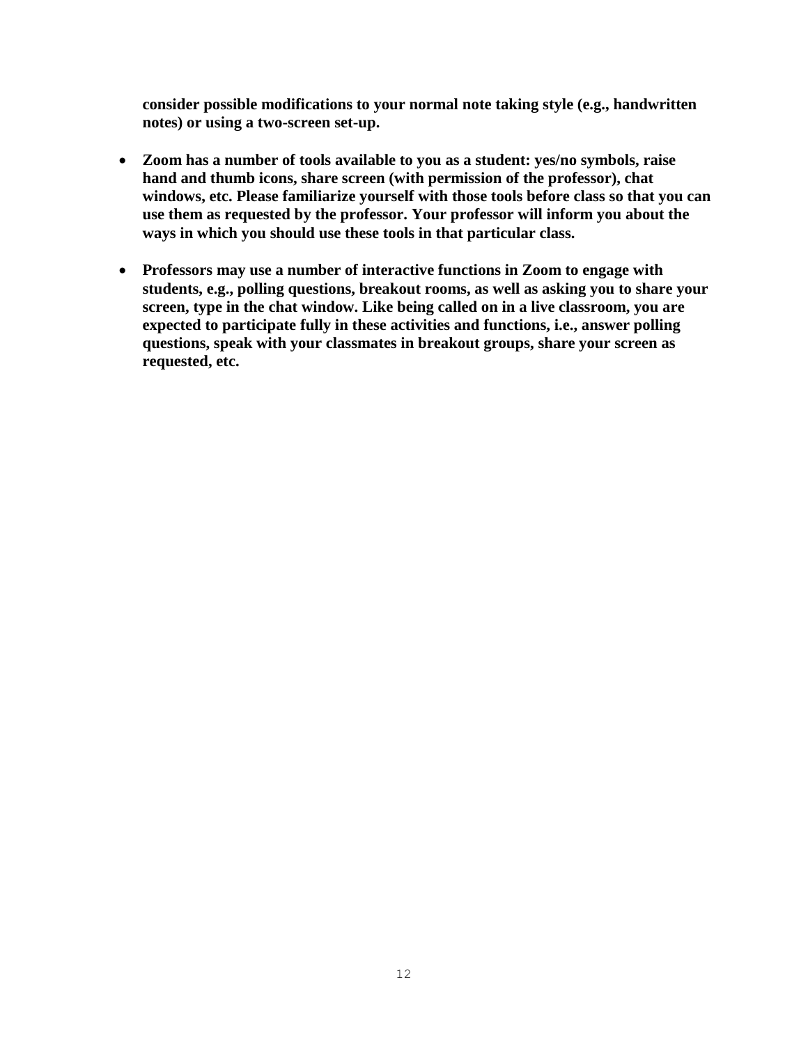**consider possible modifications to your normal note taking style (e.g., handwritten notes) or using a two-screen set-up.**

- **Zoom has a number of tools available to you as a student: yes/no symbols, raise hand and thumb icons, share screen (with permission of the professor), chat windows, etc. Please familiarize yourself with those tools before class so that you can use them as requested by the professor. Your professor will inform you about the ways in which you should use these tools in that particular class.**

- **Professors may use a number of interactive functions in Zoom to engage with students, e.g., polling questions, breakout rooms, as well as asking you to share your screen, type in the chat window. Like being called on in a live classroom, you are expected to participate fully in these activities and functions, i.e., answer polling questions, speak with your classmates in breakout groups, share your screen as requested, etc.**